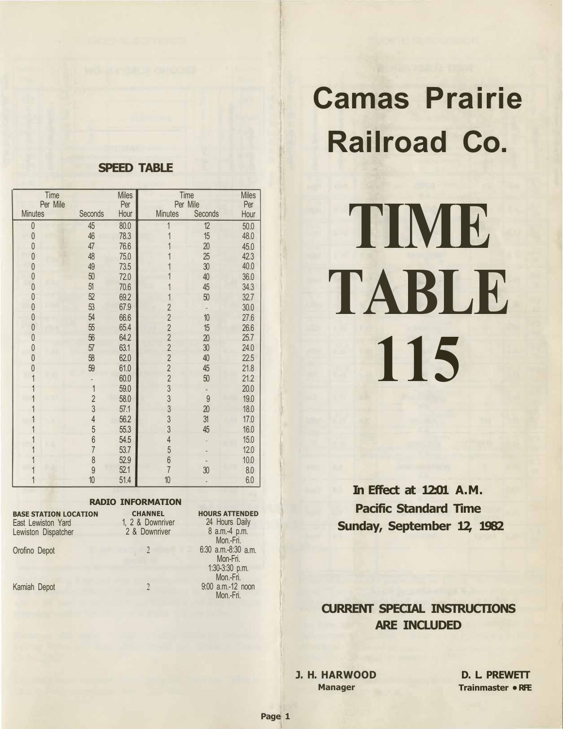## SPEED TABLE

| Time Per Mile Minutes | Seconds | Miles Per Hour | Time Per Mile Minutes | Seconds | Miles Per Hour |
|---|---|---|---|---|---|
| 0 | 45 | 80.0 | 1 | 12 | 50.0 |
| 0 | 46 | 78.3 | 1 | 15 | 48.0 |
| 0 | 47 | 76.6 | 1 | 20 | 45.0 |
| 0 | 48 | 75.0 | 1 | 25 | 42.3 |
| 0 | 49 | 73.5 | 1 | 30 | 40.0 |
| 0 | 50 | 72.0 | 1 | 40 | 36.0 |
| 0 | 51 | 70.6 | 1 | 45 | 34.3 |
| 0 | 52 | 69.2 | 1 | 50 | 32.7 |
| 0 | 53 | 67.9 | 2 | - | 30.0 |
| 0 | 54 | 66.6 | 2 | 10 | 27.6 |
| 0 | 55 | 65.4 | 2 | 15 | 26.6 |
| 0 | 56 | 64.2 | 2 | 20 | 25.7 |
| 0 | 57 | 63.1 | 2 | 30 | 24.0 |
| 0 | 58 | 62.0 | 2 | 40 | 22.5 |
| 0 | 59 | 61.0 | 2 | 45 | 21.8 |
| 1 | - | 60.0 | 2 | 50 | 21.2 |
| 1 | 1 | 59.0 | 3 | - | 20.0 |
| 1 | 2 | 58.0 | 3 | 9 | 19.0 |
| 1 | 3 | 57.1 | 3 | 20 | 18.0 |
| 1 | 4 | 56.2 | 3 | 31 | 17.0 |
| 1 | 5 | 55.3 | 3 | 45 | 16.0 |
| 1 | 6 | 54.5 | 4 | - | 15.0 |
| 1 | 7 | 53.7 | 5 | - | 12.0 |
| 1 | 8 | 52.9 | 6 | - | 10.0 |
| 1 | 9 | 52.1 | 7 | 30 | 8.0 |
| 1 | 10 | 51.4 | 10 | - | 6.0 |

## RADIO INFORMATION

| BASE STATION LOCATION | CHANNEL | HOURS ATTENDED |
|---|---|---|
| East Lewiston Yard | 1, 2 & Downriver | 24 Hours Daily |
| Lewiston Dispatcher | 2 & Downriver | 8 a.m.-4 p.m. Mon.-Fri. |
| Orofino Depot | 2 | 6:30 a.m.-8:30 a.m. Mon-Fri. 1:30-3:30 p.m. Mon.-Fri. |
| Kamiah Depot | 2 | 9:00 a.m.-12 noon Mon.-Fri. |

# Camas Prairie Railroad Co.

# TIME TABLE 115

**In Effect at 12:01 A.M.**
**Pacific Standard Time**
**Sunday, September 12, 1982**

**CURRENT SPECIAL INSTRUCTIONS ARE INCLUDED**

**J. H. HARWOOD**
**Manager**

**D. L. PREWETT**
**Trainmaster • RFE**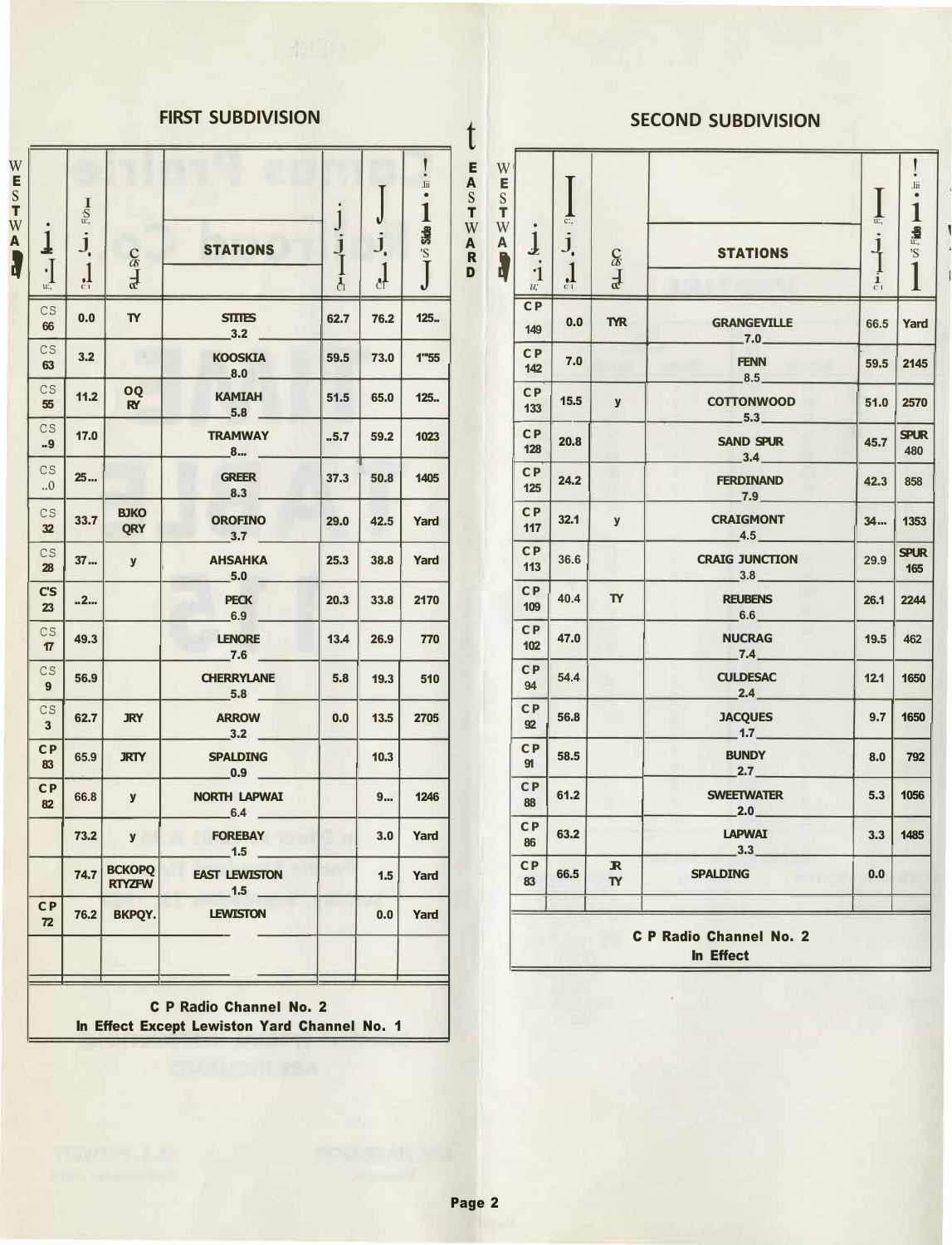## FIRST SUBDIVISION

WESTWARD

| | | | STATIONS | | | |
|---|---|---|---|---|---|---|
| CS 66 | 0.0 | TY | STITES 3.2 | 62.7 | 76.2 | 125.. |
| CS 63 | 3.2 | | KOOSKIA 8.0 | 59.5 | 73.0 | 1"55 |
| CS 55 | 11.2 | OQ RY | KAMIAH 5.8 | 51.5 | 65.0 | 125.. |
| CS ..9 | 17.0 | | TRAMWAY 8... | ..5.7 | 59.2 | 1023 |
| CS ..0 | 25... | | GREER 8.3 | 37.3 | 50.8 | 1405 |
| CS 32 | 33.7 | BJKO QRY | OROFINO 3.7 | 29.0 | 42.5 | Yard |
| CS 28 | 37... | y | AHSAHKA 5.0 | 25.3 | 38.8 | Yard |
| C'S 23 | ..2... | | PECK 6.9 | 20.3 | 33.8 | 2170 |
| CS 17 | 49.3 | | LENORE 7.6 | 13.4 | 26.9 | 770 |
| CS 9 | 56.9 | | CHERRYLANE 5.8 | 5.8 | 19.3 | 510 |
| CS 3 | 62.7 | JRY | ARROW 3.2 | 0.0 | 13.5 | 2705 |
| CP 83 | 65.9 | JRTY | SPALDING 0.9 | | 10.3 | |
| CP 82 | 66.8 | y | NORTH LAPWAI 6.4 | | 9... | 1246 |
| | 73.2 | y | FOREBAY 1.5 | | 3.0 | Yard |
| | 74.7 | BCKOPQ RTYZFW | EAST LEWISTON 1.5 | | 1.5 | Yard |
| CP 72 | 76.2 | BKPQY. | LEWISTON | | 0.0 | Yard |

**C P Radio Channel No. 2**
**In Effect Except Lewiston Yard Channel No. 1**

EASTWARD

## SECOND SUBDIVISION

WESTWARD

| | | | STATIONS | | |
|---|---|---|---|---|---|
| CP 149 | 0.0 | TYR | GRANGEVILLE 7.0 | 66.5 | Yard |
| CP 142 | 7.0 | | FENN 8.5 | 59.5 | 2145 |
| CP 133 | 15.5 | y | COTTONWOOD 5.3 | 51.0 | 2570 |
| CP 128 | 20.8 | | SAND SPUR 3.4 | 45.7 | SPUR 480 |
| CP 125 | 24.2 | | FERDINAND 7.9 | 42.3 | 858 |
| CP 117 | 32.1 | y | CRAIGMONT 4.5 | 34... | 1353 |
| CP 113 | 36.6 | | CRAIG JUNCTION 3.8 | 29.9 | SPUR 165 |
| CP 109 | 40.4 | TY | REUBENS 6.6 | 26.1 | 2244 |
| CP 102 | 47.0 | | NUCRAG 7.4 | 19.5 | 462 |
| CP 94 | 54.4 | | CULDESAC 2.4 | 12.1 | 1650 |
| CP 92 | 56.8 | | JACQUES 1.7 | 9.7 | 1650 |
| CP 91 | 58.5 | | BUNDY 2.7 | 8.0 | 792 |
| CP 88 | 61.2 | | SWEETWATER 2.0 | 5.3 | 1056 |
| CP 86 | 63.2 | | LAPWAI 3.3 | 3.3 | 1485 |
| CP 83 | 66.5 | JR TY | SPALDING | 0.0 | |

**C P Radio Channel No. 2**
**In Effect**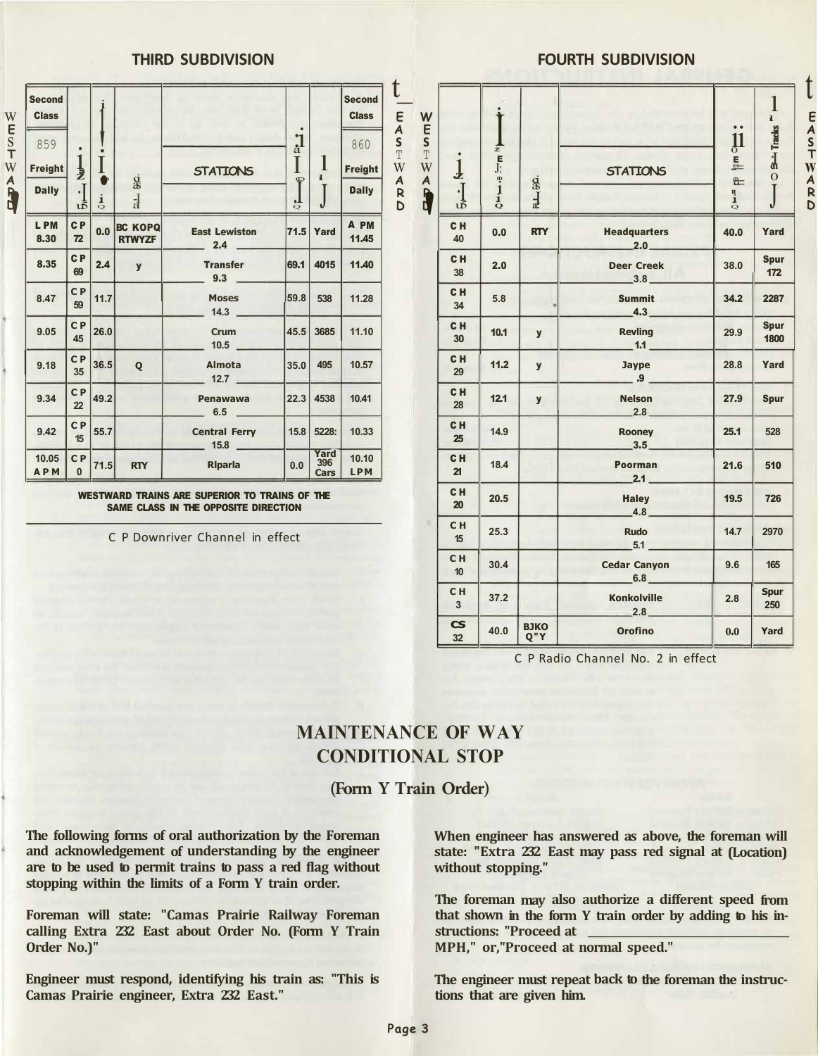## THIRD SUBDIVISION

| Second Class 859 Freight Daily | | | | STATIONS | | | Second Class 860 Freight Daily |
|---|---|---|---|---|---|---|---|
| L PM 8.30 | C P 72 | 0.0 | BC KOPQ RTWYZF | East Lewiston 2.4 | 71.5 | Yard | A PM 11.45 |
| 8.35 | C P 69 | 2.4 | y | Transfer 9.3 | 69.1 | 4015 | 11.40 |
| 8.47 | C P 59 | 11.7 | | Moses 14.3 | 59.8 | 538 | 11.28 |
| 9.05 | C P 45 | 26.0 | | Crum 10.5 | 45.5 | 3685 | 11.10 |
| 9.18 | C P 35 | 36.5 | Q | Almota 12.7 | 35.0 | 495 | 10.57 |
| 9.34 | C P 22 | 49.2 | | Penawawa 6.5 | 22.3 | 4538 | 10.41 |
| 9.42 | C P 15 | 55.7 | | Central Ferry 15.8 | 15.8 | 5228: | 10.33 |
| 10.05 A PM | C P 0 | 71.5 | RTY | Riparia | 0.0 | Yard 396 Cars | 10.10 L PM |

WESTWARD TRAINS ARE SUPERIOR TO TRAINS OF THE SAME CLASS IN THE OPPOSITE DIRECTION

C P Downriver Channel in effect

## FOURTH SUBDIVISION

| | | | STATIONS | | Tracks |
|---|---|---|---|---|---|
| C H 40 | 0.0 | RTY | Headquarters 2.0 | 40.0 | Yard |
| C H 38 | 2.0 | | Deer Creek 3.8 | 38.0 | Spur 172 |
| C H 34 | 5.8 | | Summit 4.3 | 34.2 | 2287 |
| C H 30 | 10.1 | y | Revling 1.1 | 29.9 | Spur 1800 |
| C H 29 | 11.2 | y | Jaype .9 | 28.8 | Yard |
| C H 28 | 12.1 | y | Nelson 2.8 | 27.9 | Spur |
| C H 25 | 14.9 | | Rooney 3.5 | 25.1 | 528 |
| C H 21 | 18.4 | | Poorman 2.1 | 21.6 | 510 |
| C H 20 | 20.5 | | Haley 4.8 | 19.5 | 726 |
| C H 15 | 25.3 | | Rudo 5.1 | 14.7 | 2970 |
| C H 10 | 30.4 | | Cedar Canyon 6.8 | 9.6 | 165 |
| C H 3 | 37.2 | | Konkolville 2.8 | 2.8 | Spur 250 |
| CS 32 | 40.0 | BJKO Q"Y | Orofino | 0.0 | Yard |

C P Radio Channel No. 2 in effect

# MAINTENANCE OF WAY CONDITIONAL STOP

## (Form Y Train Order)

**The following forms of oral authorization by the Foreman and acknowledgement of understanding by the engineer are to be used to permit trains to pass a red flag without stopping within the limits of a Form Y train order.**

**Foreman will state: "Camas Prairie Railway Foreman calling Extra 232 East about Order No. (Form Y Train Order No.)"**

**Engineer must respond, identifying his train as: "This is Camas Prairie engineer, Extra 232 East."**

**When engineer has answered as above, the foreman will state: "Extra 232 East may pass red signal at (Location) without stopping."**

**The foreman may also authorize a different speed from that shown in the form Y train order by adding to his instructions: "Proceed at ________ MPH," or, "Proceed at normal speed."**

**The engineer must repeat back to the foreman the instructions that are given him.**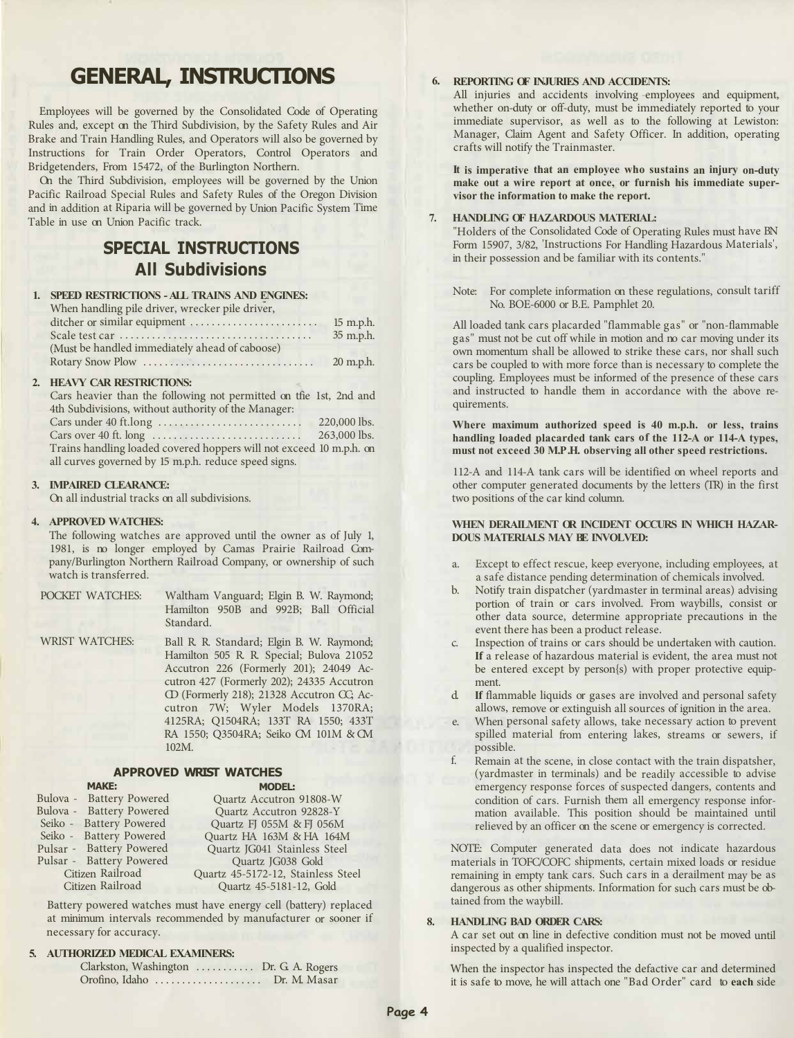# GENERAL INSTRUCTIONS

Employees will be governed by the Consolidated Code of Operating Rules and, except on the Third Subdivision, by the Safety Rules and Air Brake and Train Handling Rules, and Operators will also be governed by Instructions for Train Order Operators, Control Operators and Bridgetenders, From 15472, of the Burlington Northern.

On the Third Subdivision, employees will be governed by the Union Pacific Railroad Special Rules and Safety Rules of the Oregon Division and in addition at Riparia will be governed by Union Pacific System Time Table in use on Union Pacific track.

## SPECIAL INSTRUCTIONS
## All Subdivisions

**1. SPEED RESTRICTIONS - ALL TRAINS AND ENGINES:**

When handling pile driver, wrecker pile driver, ditcher or similar equipment ........................ 15 m.p.h.

Scale test car .................................... 35 m.p.h.
(Must be handled immediately ahead of caboose)

Rotary Snow Plow ................................ 20 m.p.h.

**2. HEAVY CAR RESTRICTIONS:**

Cars heavier than the following not permitted on tfie 1st, 2nd and 4th Subdivisions, without authority of the Manager:

Cars under 40 ft.long ........................... 220,000 lbs.
Cars over 40 ft. long ........................... 263,000 lbs.

Trains handling loaded covered hoppers will not exceed 10 m.p.h. on all curves governed by 15 m.p.h. reduce speed signs.

**3. IMPAIRED CLEARANCE:**

On all industrial tracks on all subdivisions.

**4. APPROVED WATCHES:**

The following watches are approved until the owner as of July 1, 1981, is no longer employed by Camas Prairie Railroad Company/Burlington Northern Railroad Company, or ownership of such watch is transferred.

POCKET WATCHES: Waltham Vanguard; Elgin B. W. Raymond; Hamilton 950B and 992B; Ball Official Standard.

WRIST WATCHES: Ball R. R. Standard; Elgin B. W. Raymond; Hamilton 505 R. R. Special; Bulova 21052 Accutron 226 (Formerly 201); 24049 Accutron 427 (Formerly 202); 24335 Accutron CD (Formerly 218); 21328 Accutron CC; Accutron 7W; Wyler Models 1370RA; 4125RA; Q1504RA; 133T RA 1550; 433T RA 1550; Q3504RA; Seiko CM 101M & CM 102M.

### APPROVED WRIST WATCHES

| MAKE: | MODEL: |
|---|---|
| Bulova - Battery Powered | Quartz Accutron 91808-W |
| Bulova - Battery Powered | Quartz Accutron 92828-Y |
| Seiko - Battery Powered | Quartz FJ 055M & FJ 056M |
| Seiko - Battery Powered | Quartz HA 163M & HA 164M |
| Pulsar - Battery Powered | Quartz JG041 Stainless Steel |
| Pulsar - Battery Powered | Quartz JG038 Gold |
| Citizen Railroad | Quartz 45-5172-12, Stainless Steel |
| Citizen Railroad | Quartz 45-5181-12, Gold |

Battery powered watches must have energy cell (battery) replaced at minimum intervals recommended by manufacturer or sooner if necessary for accuracy.

**5. AUTHORIZED MEDICAL EXAMINERS:**

Clarkston, Washington ........... Dr. G. A. Rogers
Orofino, Idaho .................... Dr. M. Masar

**6. REPORTING OF INJURIES AND ACCIDENTS:**

All injuries and accidents involving employees and equipment, whether on-duty or off-duty, must be immediately reported to your immediate supervisor, as well as to the following at Lewiston: Manager, Claim Agent and Safety Officer. In addition, operating crafts will notify the Trainmaster.

**It is imperative that an employee who sustains an injury on-duty make out a wire report at once, or furnish his immediate supervisor the information to make the report.**

**7. HANDLING OF HAZARDOUS MATERIAL:**

"Holders of the Consolidated Code of Operating Rules must have BN Form 15907, 3/82, 'Instructions For Handling Hazardous Materials', in their possession and be familiar with its contents."

Note: For complete information on these regulations, consult tariff No. BOE-6000 or B.E. Pamphlet 20.

All loaded tank cars placarded "flammable gas" or "non-flammable gas" must not be cut off while in motion and no car moving under its own momentum shall be allowed to strike these cars, nor shall such cars be coupled to with more force than is necessary to complete the coupling. Employees must be informed of the presence of these cars and instructed to handle them in accordance with the above requirements.

**Where maximum authorized speed is 40 m.p.h. or less, trains handling loaded placarded tank cars of the 112-A or 114-A types, must not exceed 30 M.P.H. observing all other speed restrictions.**

112-A and 114-A tank cars will be identified on wheel reports and other computer generated documents by the letters (TR) in the first two positions of the car kind column.

**WHEN DERAILMENT OR INCIDENT OCCURS IN WHICH HAZARDOUS MATERIALS MAY BE INVOLVED:**

a. Except to effect rescue, keep everyone, including employees, at a safe distance pending determination of chemicals involved.
b. Notify train dispatcher (yardmaster in terminal areas) advising portion of train or cars involved. From waybills, consist or other data source, determine appropriate precautions in the event there has been a product release.
c. Inspection of trains or cars should be undertaken with caution. **If** a release of hazardous material is evident, the area must not be entered except by person(s) with proper protective equipment.
d. **If** flammable liquids or gases are involved and personal safety allows, remove or extinguish all sources of ignition in the area.
e. When personal safety allows, take necessary action to prevent spilled material from entering lakes, streams or sewers, if possible.
f. Remain at the scene, in close contact with the train dispatsher, (yardmaster in terminals) and be readily accessible to advise emergency response forces of suspected dangers, contents and condition of cars. Furnish them all emergency response information available. This position should be maintained until relieved by an officer on the scene or emergency is corrected.

NOTE: Computer generated data does not indicate hazardous materials in TOFC/COFC shipments, certain mixed loads or residue remaining in empty tank cars. Such cars in a derailment may be as dangerous as other shipments. Information for such cars must be obtained from the waybill.

**8. HANDLING BAD ORDER CARS:**

A car set out on line in defective condition must not be moved until inspected by a qualified inspector.

When the inspector has inspected the defective car and determined it is safe to move, he will attach one "Bad Order" card to **each** side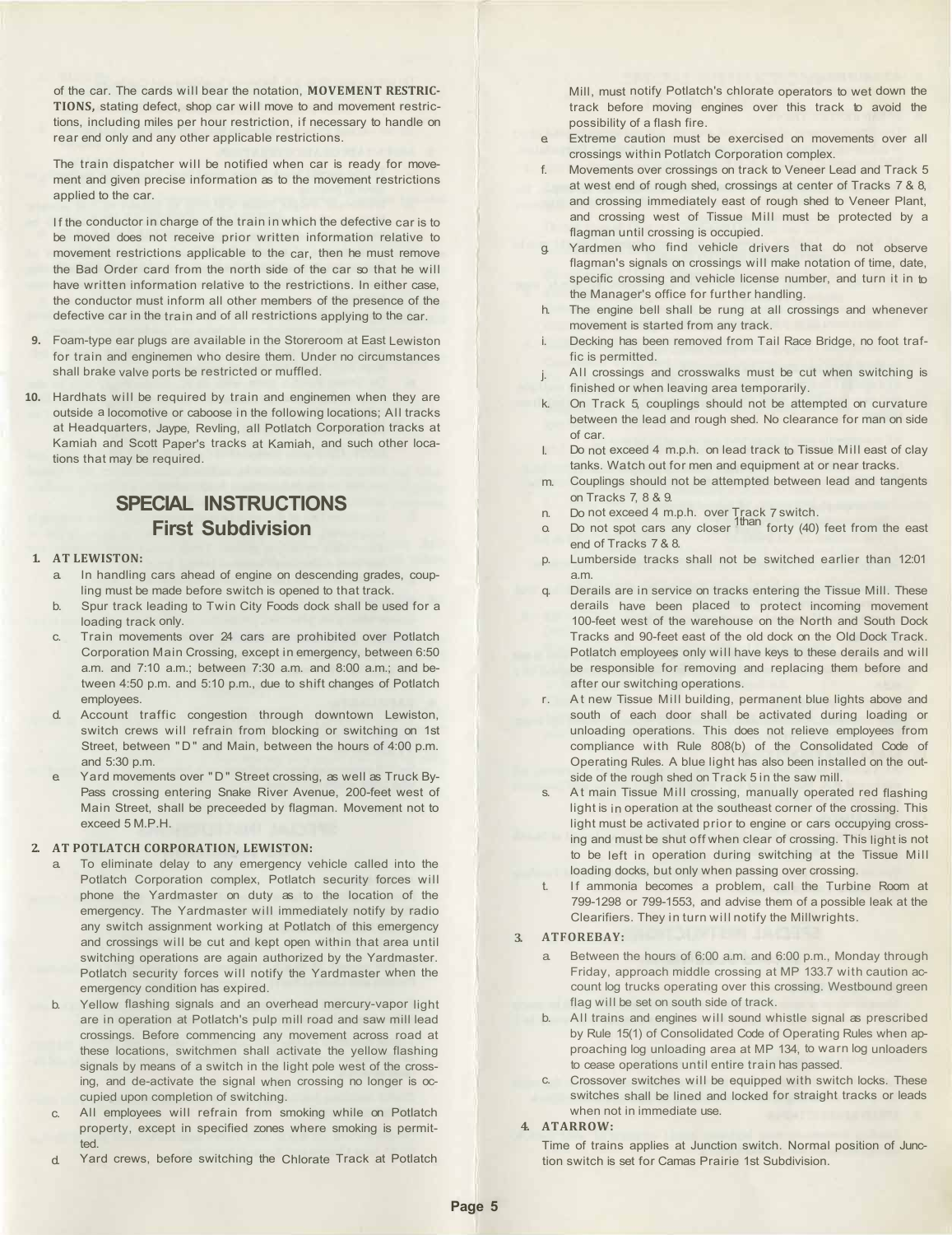of the car. The cards will bear the notation, **MOVEMENT RESTRICTIONS,** stating defect, shop car will move to and movement restrictions, including miles per hour restriction, if necessary to handle on rear end only and any other applicable restrictions.

The train dispatcher will be notified when car is ready for movement and given precise information as to the movement restrictions applied to the car.

If the conductor in charge of the train in which the defective car is to be moved does not receive prior written information relative to movement restrictions applicable to the car, then he must remove the Bad Order card from the north side of the car so that he will have written information relative to the restrictions. In either case, the conductor must inform all other members of the presence of the defective car in the train and of all restrictions applying to the car.

**9.** Foam-type ear plugs are available in the Storeroom at East Lewiston for train and enginemen who desire them. Under no circumstances shall brake valve ports be restricted or muffled.

**10.** Hardhats will be required by train and enginemen when they are outside a locomotive or caboose in the following locations; All tracks at Headquarters, Jaype, Revling, all Potlatch Corporation tracks at Kamiah and Scott Paper's tracks at Kamiah, and such other locations that may be required.

## SPECIAL INSTRUCTIONS
## First Subdivision

**1. AT LEWISTON:**

a. In handling cars ahead of engine on descending grades, coupling must be made before switch is opened to that track.

b. Spur track leading to Twin City Foods dock shall be used for a loading track only.

c. Train movements over 24 cars are prohibited over Potlatch Corporation Main Crossing, except in emergency, between 6:50 a.m. and 7:10 a.m.; between 7:30 a.m. and 8:00 a.m.; and between 4:50 p.m. and 5:10 p.m., due to shift changes of Potlatch employees.

d. Account traffic congestion through downtown Lewiston, switch crews will refrain from blocking or switching on 1st Street, between "D" and Main, between the hours of 4:00 p.m. and 5:30 p.m.

e. Yard movements over "D" Street crossing, as well as Truck By-Pass crossing entering Snake River Avenue, 200-feet west of Main Street, shall be preceeded by flagman. Movement not to exceed 5 M.P.H.

**2. AT POTLATCH CORPORATION, LEWISTON:**

a. To eliminate delay to any emergency vehicle called into the Potlatch Corporation complex, Potlatch security forces will phone the Yardmaster on duty as to the location of the emergency. The Yardmaster will immediately notify by radio any switch assignment working at Potlatch of this emergency and crossings will be cut and kept open within that area until switching operations are again authorized by the Yardmaster. Potlatch security forces will notify the Yardmaster when the emergency condition has expired.

b. Yellow flashing signals and an overhead mercury-vapor light are in operation at Potlatch's pulp mill road and saw mill lead crossings. Before commencing any movement across road at these locations, switchmen shall activate the yellow flashing signals by means of a switch in the light pole west of the crossing, and de-activate the signal when crossing no longer is occupied upon completion of switching.

c. All employees will refrain from smoking while on Potlatch property, except in specified zones where smoking is permitted.

d. Yard crews, before switching the Chlorate Track at Potlatch Mill, must notify Potlatch's chlorate operators to wet down the track before moving engines over this track to avoid the possibility of a flash fire.

e. Extreme caution must be exercised on movements over all crossings within Potlatch Corporation complex.

f. Movements over crossings on track to Veneer Lead and Track 5 at west end of rough shed, crossings at center of Tracks 7 & 8, and crossing immediately east of rough shed to Veneer Plant, and crossing west of Tissue Mill must be protected by a flagman until crossing is occupied.

g. Yardmen who find vehicle drivers that do not observe flagman's signals on crossings will make notation of time, date, specific crossing and vehicle license number, and turn it in to the Manager's office for further handling.

h. The engine bell shall be rung at all crossings and whenever movement is started from any track.

i. Decking has been removed from Tail Race Bridge, no foot traffic is permitted.

j. All crossings and crosswalks must be cut when switching is finished or when leaving area temporarily.

k. On Track 5, couplings should not be attempted on curvature between the lead and rough shed. No clearance for man on side of car.

l. Do not exceed 4 m.p.h. on lead track to Tissue Mill east of clay tanks. Watch out for men and equipment at or near tracks.

m. Couplings should not be attempted between lead and tangents on Tracks 7, 8 & 9.

n. Do not exceed 4 m.p.h. over Track 7 switch.

o. Do not spot cars any closer than forty (40) feet from the east end of Tracks 7 & 8.

p. Lumberside tracks shall not be switched earlier than 12:01 a.m.

q. Derails are in service on tracks entering the Tissue Mill. These derails have been placed to protect incoming movement 100-feet west of the warehouse on the North and South Dock Tracks and 90-feet east of the old dock on the Old Dock Track. Potlatch employees only will have keys to these derails and will be responsible for removing and replacing them before and after our switching operations.

r. At new Tissue Mill building, permanent blue lights above and south of each door shall be activated during loading or unloading operations. This does not relieve employees from compliance with Rule 808(b) of the Consolidated Code of Operating Rules. A blue light has also been installed on the outside of the rough shed on Track 5 in the saw mill.

s. At main Tissue Mill crossing, manually operated red flashing light is in operation at the southeast corner of the crossing. This light must be activated prior to engine or cars occupying crossing and must be shut off when clear of crossing. This light is not to be left in operation during switching at the Tissue Mill loading docks, but only when passing over crossing.

t. If ammonia becomes a problem, call the Turbine Room at 799-1298 or 799-1553, and advise them of a possible leak at the Clearifiers. They in turn will notify the Millwrights.

**3. AT FOREBAY:**

a. Between the hours of 6:00 a.m. and 6:00 p.m., Monday through Friday, approach middle crossing at MP 133.7 with caution account log trucks operating over this crossing. Westbound green flag will be set on south side of track.

b. All trains and engines will sound whistle signal as prescribed by Rule 15(1) of Consolidated Code of Operating Rules when approaching log unloading area at MP 134, to warn log unloaders to cease operations until entire train has passed.

c. Crossover switches will be equipped with switch locks. These switches shall be lined and locked for straight tracks or leads when not in immediate use.

**4. AT ARROW:**

Time of trains applies at Junction switch. Normal position of Junction switch is set for Camas Prairie 1st Subdivision.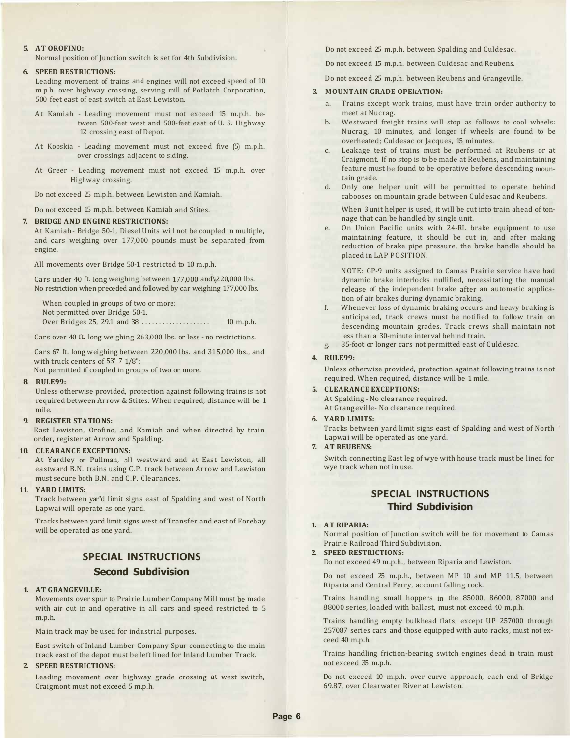**5. AT OROFINO:**
Normal position of Junction switch is set for 4th Subdivision.

**6. SPEED RESTRICTIONS:**
Leading movement of trains and engines will not exceed speed of 10 m.p.h. over highway crossing, serving mill of Potlatch Corporation, 500 feet east of east switch at East Lewiston.

At Kamiah - Leading movement must not exceed 15 m.p.h. between 500-feet west and 500-feet east of U. S. Highway 12 crossing east of Depot.

At Kooskia - Leading movement must not exceed five (5) m.p.h. over crossings adjacent to siding.

At Greer - Leading movement must not exceed 15 m.p.h. over Highway crossing.

Do not exceed 25 m.p.h. between Lewiston and Kamiah.

Do not exceed 15 m.p.h. between Kamiah and Stites.

**7. BRIDGE AND ENGINE RESTRICTIONS:**
At Kamiah - Bridge 50-1, Diesel Units will not be coupled in multiple, and cars weighing over 177,000 pounds must be separated from engine.

All movements over Bridge 50-1 restricted to 10 m.p.h.

Cars under 40 ft. long weighing between 177,000 and\220,000 lbs.: No restriction when preceded and followed by car weighing 177,000 lbs.

When coupled in groups of two or more:
Not permitted over Bridge 50-1.
Over Bridges 25, 29.1 and 38 .................... 10 m.p.h.

Cars over 40 ft. long weighing 263,000 lbs. or less - no restrictions.

Cars 67 ft. long weighing between 220,000 lbs. and 315,000 lbs., and with truck centers of 53' 7 1/8":
Not permitted if coupled in groups of two or more.

**8. RULE99:**
Unless otherwise provided, protection against following trains is not required between Arrow & Stites. When required, distance will be 1 mile.

**9. REGISTER STATIONS:**
East Lewiston, Orofino, and Kamiah and when directed by train order, register at Arrow and Spalding.

**10. CLEARANCE EXCEPTIONS:**
At Yardley or Pullman, all westward and at East Lewiston, all eastward B.N. trains using C.P. track between Arrow and Lewiston must secure both B.N. and C.P. Clearances.

**11. YARD LIMITS:**
Track between yar"d limit signs east of Spalding and west of North Lapwai will operate as one yard.

Tracks between yard limit signs west of Transfer and east of Forebay will be operated as one yard.

## SPECIAL INSTRUCTIONS
### Second Subdivision

**1. AT GRANGEVILLE:**
Movements over spur to Prairie Lumber Company Mill must be made with air cut in and operative in all cars and speed restricted to 5 m.p.h.

Main track may be used for industrial purposes.

East switch of Inland Lumber Company Spur connecting to the main track east of the depot must be left lined for Inland Lumber Track.

**2. SPEED RESTRICTIONS:**
Leading movement over highway grade crossing at west switch, Craigmont must not exceed 5 m.p.h.

Do not exceed 25 m.p.h. between Spalding and Culdesac.

Do not exceed 15 m.p.h. between Culdesac and Reubens.

Do not exceed 25 m.p.h. between Reubens and Grangeville.

**3. MOUNTAIN GRADE OPEkATION:**

a. Trains except work trains, must have train order authority to meet at Nucrag.

b. Westward freight trains will stop as follows to cool wheels: Nucrag, 10 minutes, and longer if wheels are found to be overheated; Culdesac or Jacques, 15 minutes.

c. Leakage test of trains must be performed at Reubens or at Craigmont. If no stop is to be made at Reubens, and maintaining feature must be found to be operative before descending mountain grade.

d. Only one helper unit will be permitted to operate behind cabooses on mountain grade between Culdesac and Reubens.

   When 3 unit helper is used, it will be cut into train ahead of tonnage that can be handled by single unit.

e. On Union Pacific units with 24-RL brake equipment to use maintaining feature, it should be cut in, and after making reduction of brake pipe pressure, the brake handle should be placed in LAP POSITION.

   NOTE: GP-9 units assigned to Camas Prairie service have had dynamic brake interlocks nullified, necessitating the manual release of the independent brake after an automatic application of air brakes during dynamic braking.

f. Whenever loss of dynamic braking occurs and heavy braking is anticipated, track crews must be notified to follow train on descending mountain grades. Track crews shall maintain not less than a 30-minute interval behind train.

g. 85-foot or longer cars not permitted east of Culdesac.

**4. RULE99:**
Unless otherwise provided, protection against following trains is not required. When required, distance will be 1 mile.

**5. CLEARANCE EXCEPTIONS:**
At Spalding - No clearance required.
At Grangeville- No clearance required.

**6. YARD LIMITS:**
Tracks between yard limit signs east of Spalding and west of North Lapwai will be operated as one yard.

**7. AT REUBENS:**
Switch connecting East leg of wye with house track must be lined for wye track when not in use.

## SPECIAL INSTRUCTIONS
### Third Subdivision

**1. AT RIPARIA:**
Normal position of Junction switch will be for movement to Camas Prairie Railroad Third Subdivision.

**2. SPEED RESTRICTIONS:**
Do not exceed 49 m.p.h., between Riparia and Lewiston.

Do not exceed 25 m.p.h., between MP 10 and MP 11.5, between Riparia and Central Ferry, account falling rock.

Trains handling small hoppers in the 85000, 86000, 87000 and 88000 series, loaded with ballast, must not exceed 40 m.p.h.

Trains handling empty bulkhead flats, except UP 257000 through 257087 series cars and those equipped with auto racks, must not exceed 40 m.p.h.

Trains handling friction-bearing switch engines dead in train must not exceed 35 m.p.h.

Do not exceed 10 m.p.h. over curve approach, each end of Bridge 69.87, over Clearwater River at Lewiston.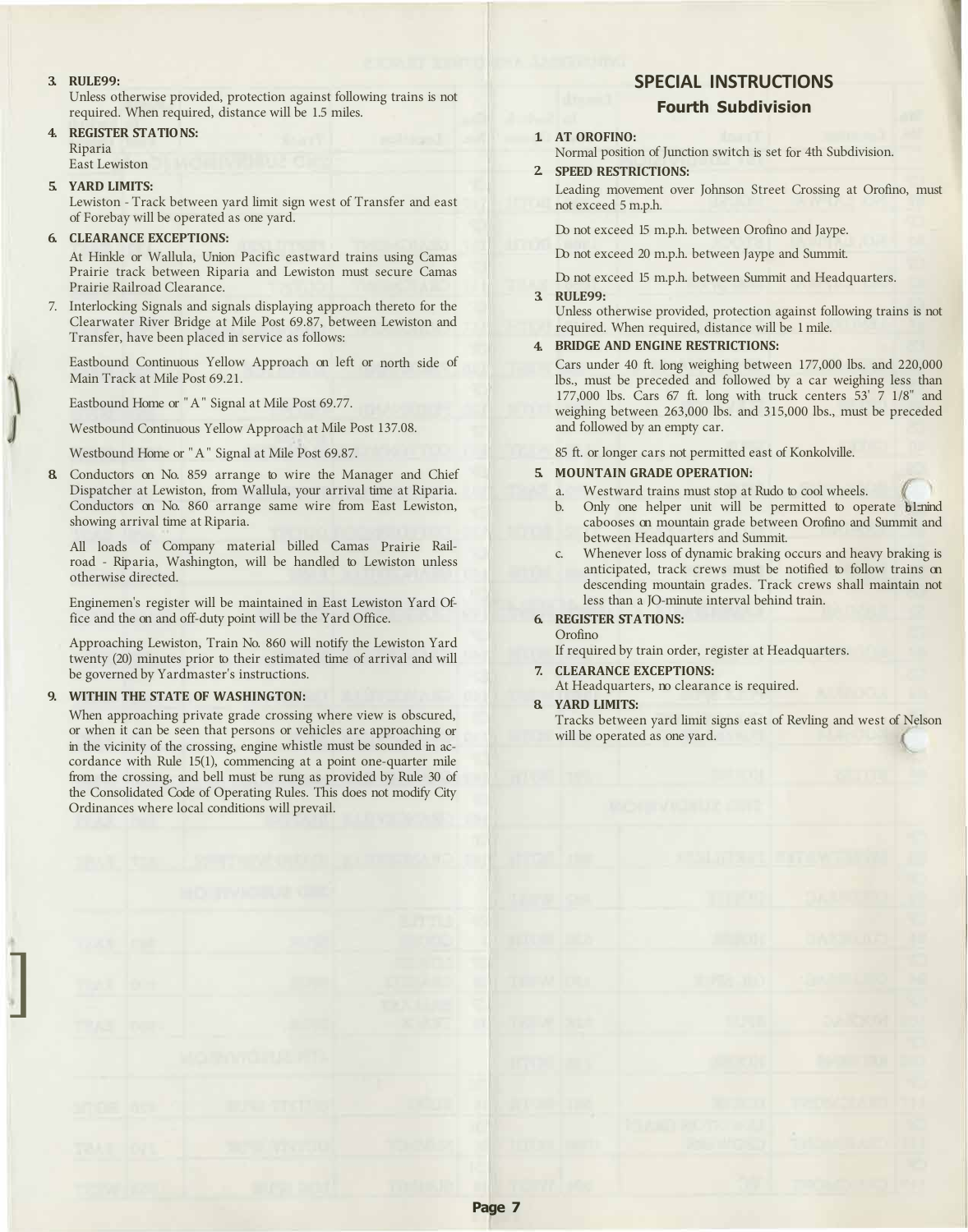3. **RULE99:**
   Unless otherwise provided, protection against following trains is not required. When required, distance will be 1.5 miles.

4. **REGISTER STATIONS:**
   Riparia
   East Lewiston

5. **YARD LIMITS:**
   Lewiston - Track between yard limit sign west of Transfer and east of Forebay will be operated as one yard.

6. **CLEARANCE EXCEPTIONS:**
   At Hinkle or Wallula, Union Pacific eastward trains using Camas Prairie track between Riparia and Lewiston must secure Camas Prairie Railroad Clearance.

7. Interlocking Signals and signals displaying approach thereto for the Clearwater River Bridge at Mile Post 69.87, between Lewiston and Transfer, have been placed in service as follows:

   Eastbound Continuous Yellow Approach on left or north side of Main Track at Mile Post 69.21.

   Eastbound Home or "A" Signal at Mile Post 69.77.

   Westbound Continuous Yellow Approach at Mile Post 137.08.

   Westbound Home or "A" Signal at Mile Post 69.87.

8. Conductors on No. 859 arrange to wire the Manager and Chief Dispatcher at Lewiston, from Wallula, your arrival time at Riparia. Conductors on No. 860 arrange same wire from East Lewiston, showing arrival time at Riparia.

   All loads of Company material billed Camas Prairie Railroad - Riparia, Washington, will be handled to Lewiston unless otherwise directed.

   Enginemen's register will be maintained in East Lewiston Yard Office and the on and off-duty point will be the Yard Office.

   Approaching Lewiston, Train No. 860 will notify the Lewiston Yard twenty (20) minutes prior to their estimated time of arrival and will be governed by Yardmaster's instructions.

9. **WITHIN THE STATE OF WASHINGTON:**
   When approaching private grade crossing where view is obscured, or when it can be seen that persons or vehicles are approaching or in the vicinity of the crossing, engine whistle must be sounded in accordance with Rule 15(1), commencing at a point one-quarter mile from the crossing, and bell must be rung as provided by Rule 30 of the Consolidated Code of Operating Rules. This does not modify City Ordinances where local conditions will prevail.

## SPECIAL INSTRUCTIONS

### Fourth Subdivision

1. **AT OROFINO:**
   Normal position of Junction switch is set for 4th Subdivision.

2. **SPEED RESTRICTIONS:**
   Leading movement over Johnson Street Crossing at Orofino, must not exceed 5 m.p.h.

   Do not exceed 15 m.p.h. between Orofino and Jaype.

   Do not exceed 20 m.p.h. between Jaype and Summit.

   Do not exceed 15 m.p.h. between Summit and Headquarters.

3. **RULE99:**
   Unless otherwise provided, protection against following trains is not required. When required, distance will be 1 mile.

4. **BRIDGE AND ENGINE RESTRICTIONS:**
   Cars under 40 ft. long weighing between 177,000 lbs. and 220,000 lbs., must be preceded and followed by a car weighing less than 177,000 lbs. Cars 67 ft. long with truck centers 53' 7 1/8" and weighing between 263,000 lbs. and 315,000 lbs., must be preceded and followed by an empty car.

   85 ft. or longer cars not permitted east of Konkolville.

5. **MOUNTAIN GRADE OPERATION:**
   a. Westward trains must stop at Rudo to cool wheels.
   b. Only one helper unit will be permitted to operate behind cabooses on mountain grade between Orofino and Summit and between Headquarters and Summit.
   c. Whenever loss of dynamic braking occurs and heavy braking is anticipated, track crews must be notified to follow trains on descending mountain grades. Track crews shall maintain not less than a 10-minute interval behind train.

6. **REGISTER STATIONS:**
   Orofino
   If required by train order, register at Headquarters.

7. **CLEARANCE EXCEPTIONS:**
   At Headquarters, no clearance is required.

8. **YARD LIMITS:**
   Tracks between yard limit signs east of Revling and west of Nelson will be operated as one yard.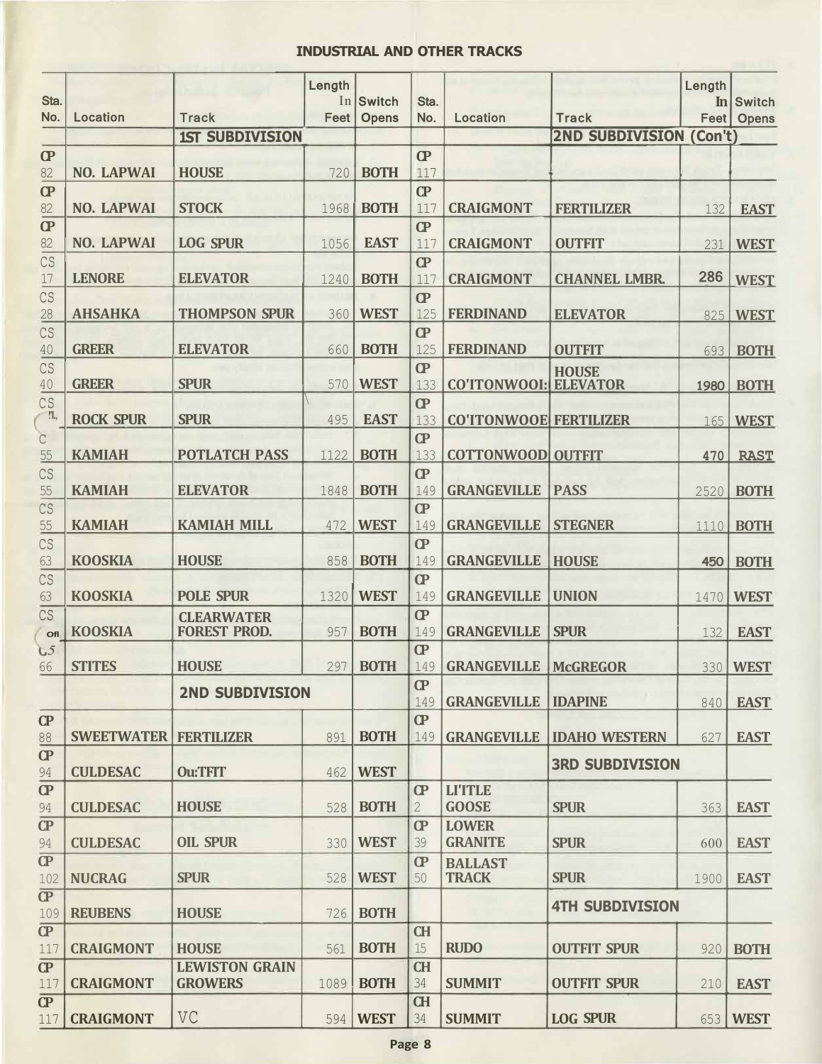## INDUSTRIAL AND OTHER TRACKS

| Sta. No. | Location | Track | Length In Feet | Switch Opens |
|---|---|---|---|---|
| | | **1ST SUBDIVISION** | | |
| CP 82 | **NO. LAPWAI** | **HOUSE** | 720 | **BOTH** |
| CP 82 | **NO. LAPWAI** | **STOCK** | 1968 | **BOTH** |
| CP 82 | **NO. LAPWAI** | **LOG SPUR** | 1056 | **EAST** |
| CS 17 | **LENORE** | **ELEVATOR** | 1240 | **BOTH** |
| CS 28 | **AHSAHKA** | **THOMPSON SPUR** | 360 | **WEST** |
| CS 40 | **GREER** | **ELEVATOR** | 660 | **BOTH** |
| CS 40 | **GREER** | **SPUR** | 570 | **WEST** |
| CS "L | **ROCK SPUR** | **SPUR** | 495 | **EAST** |
| C 55 | **KAMIAH** | **POTLATCH PASS** | 1122 | **BOTH** |
| CS 55 | **KAMIAH** | **ELEVATOR** | 1848 | **BOTH** |
| CS 55 | **KAMIAH** | **KAMIAH MILL** | 472 | **WEST** |
| CS 63 | **KOOSKIA** | **HOUSE** | 858 | **BOTH** |
| CS 63 | **KOOSKIA** | **POLE SPUR** | 1320 | **WEST** |
| CS Off | **KOOSKIA** | **CLEARWATER FOREST PROD.** | 957 | **BOTH** |
| C5 66 | **STITES** | **HOUSE** | 297 | **BOTH** |
| | | **2ND SUBDIVISION** | | |
| CP 88 | **SWEETWATER** | **FERTILIZER** | 891 | **BOTH** |
| CP 94 | **CULDESAC** | **Ou:TFIT** | 462 | **WEST** |
| CP 94 | **CULDESAC** | **HOUSE** | 528 | **BOTH** |
| CP 94 | **CULDESAC** | **OIL SPUR** | 330 | **WEST** |
| CP 102 | **NUCRAG** | **SPUR** | 528 | **WEST** |
| CP 109 | **REUBENS** | **HOUSE** | 726 | **BOTH** |
| CP 117 | **CRAIGMONT** | **HOUSE** | 561 | **BOTH** |
| CP 117 | **CRAIGMONT** | **LEWISTON GRAIN GROWERS** | 1089 | **BOTH** |
| CP 117 | **CRAIGMONT** | VC | 594 | **WEST** |
| | | **2ND SUBDIVISION (Con't)** | | |
| CP 117 | | | | |
| CP 117 | **CRAIGMONT** | **FERTILIZER** | 132 | **EAST** |
| CP 117 | **CRAIGMONT** | **OUTFIT** | 231 | **WEST** |
| CP 117 | **CRAIGMONT** | **CHANNEL LMBR.** | 286 | **WEST** |
| CP 125 | **FERDINAND** | **ELEVATOR** | 825 | **WEST** |
| CP 125 | **FERDINAND** | **OUTFIT** | 693 | **BOTH** |
| CP 133 | **CO'ITONWOOI:** | **HOUSE ELEVATOR** | 1980 | **BOTH** |
| CP 133 | **CO'ITONWOOE** | **FERTILIZER** | 165 | **WEST** |
| CP 133 | **COTTONWOOD** | **OUTFIT** | 470 | **RAST** |
| CP 149 | **GRANGEVILLE** | **PASS** | 2520 | **BOTH** |
| CP 149 | **GRANGEVILLE** | **STEGNER** | 1110 | **BOTH** |
| CP 149 | **GRANGEVILLE** | **HOUSE** | 450 | **BOTH** |
| CP 149 | **GRANGEVILLE** | **UNION** | 1470 | **WEST** |
| CP 149 | **GRANGEVILLE** | **SPUR** | 132 | **EAST** |
| CP 149 | **GRANGEVILLE** | **McGREGOR** | 330 | **WEST** |
| CP 149 | **GRANGEVILLE** | **IDAPINE** | 840 | **EAST** |
| CP 149 | **GRANGEVILLE** | **IDAHO WESTERN** | 627 | **EAST** |
| | | **3RD SUBDIVISION** | | |
| CP 2 | **LI'ITLE GOOSE** | **SPUR** | 363 | **EAST** |
| CP 39 | **LOWER GRANITE** | **SPUR** | 600 | **EAST** |
| CP 50 | **BALLAST TRACK** | **SPUR** | 1900 | **EAST** |
| | | **4TH SUBDIVISION** | | |
| CH 15 | **RUDO** | **OUTFIT SPUR** | 920 | **BOTH** |
| CH 34 | **SUMMIT** | **OUTFIT SPUR** | 210 | **EAST** |
| CH 34 | **SUMMIT** | **LOG SPUR** | 653 | **WEST** |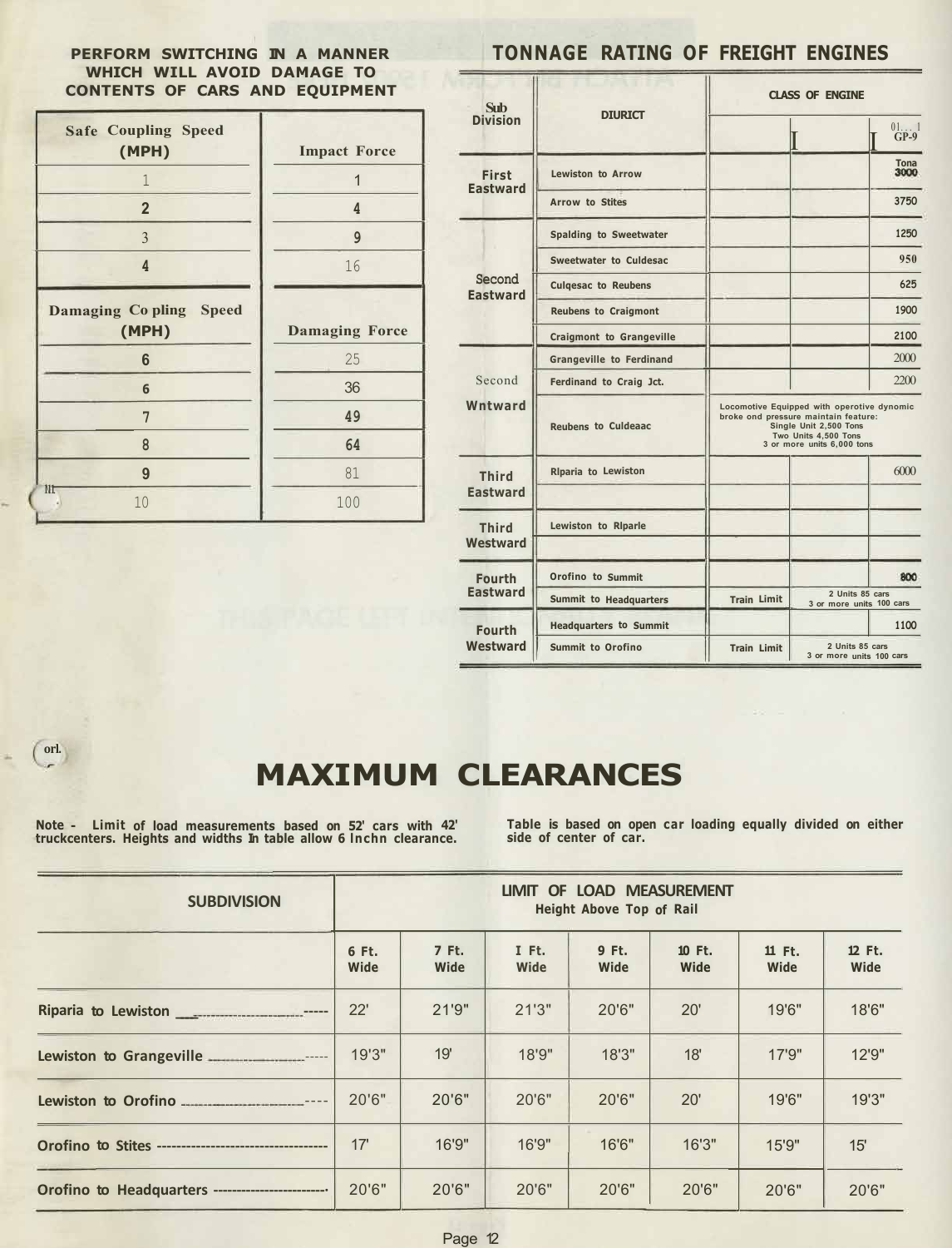## PERFORM SWITCHING IN A MANNER WHICH WILL AVOID DAMAGE TO CONTENTS OF CARS AND EQUIPMENT

| Safe Coupling Speed (MPH) | Impact Force |
|---|---|
| 1 | 1 |
| 2 | 4 |
| 3 | 9 |
| 4 | 16 |
| **Damaging Co pling Speed (MPH)** | **Damaging Force** |
| 6 | 25 |
| 6 | 36 |
| 7 | 49 |
| 8 | 64 |
| 9 | 81 |
| 10 | 100 |

## TONNAGE RATING OF FREIGHT ENGINES

| Sub Division | DIURICT | CLASS OF ENGINE | | |
|---|---|---|---|---|
| | | | I | I 01... 1 GP-9 |
| First Eastward | Lewiston to Arrow | | | Tons 3000 |
| | Arrow to Stites | | | 3750 |
| Second Eastward | Spalding to Sweetwater | | | 1250 |
| | Sweetwater to Culdesac | | | 950 |
| | Culqesac to Reubens | | | 625 |
| | Reubens to Craigmont | | | 1900 |
| | Craigmont to Grangeville | | | 2100 |
| Second Wntward | Grangeville to Ferdinand | | | 2000 |
| | Ferdinand to Craig Jct. | | | 2200 |
| | Reubens to Culdeaac | Locomotive Equipped with operotive dynamic broke ond pressure maintain feature: Single Unit 2,500 Tons Two Units 4,500 Tons 3 or more units 6,000 tons | | |
| Third Eastward | Rlparia to Lewiston | | | 6000 |
| Third Westward | Lewiston to Rlparle | | | |
| Fourth Eastward | Orofino to Summit | | | 800 |
| | Summit to Headquarters | Train Limit | 2 Units 85 cars 3 or more units 100 cars | |
| Fourth Westward | Headquarters to Summit | | | 1100 |
| | Summit to Orofino | Train Limit | 2 Units 85 cars 3 or more units 100 cars | |

# MAXIMUM CLEARANCES

**Note - Limit of load measurements based on 52' cars with 42' truckcenters. Heights and widths In table allow 6 Inchn clearance.**

**Table is based on open car loading equally divided on either side of center of car.**

| SUBDIVISION | LIMIT OF LOAD MEASUREMENT Height Above Top of Rail | | | | | | |
|---|---|---|---|---|---|---|---|
| | 6 Ft. Wide | 7 Ft. Wide | I Ft. Wide | 9 Ft. Wide | 10 Ft. Wide | 11 Ft. Wide | 12 Ft. Wide |
| Riparia to Lewiston | 22' | 21'9" | 21'3" | 20'6" | 20' | 19'6" | 18'6" |
| Lewiston to Grangeville | 19'3" | 19' | 18'9" | 18'3" | 18' | 17'9" | 12'9" |
| Lewiston to Orofino | 20'6" | 20'6" | 20'6" | 20'6" | 20' | 19'6" | 19'3" |
| Orofino to Stites | 17' | 16'9" | 16'9" | 16'6" | 16'3" | 15'9" | 15' |
| Orofino to Headquarters | 20'6" | 20'6" | 20'6" | 20'6" | 20'6" | 20'6" | 20'6" |